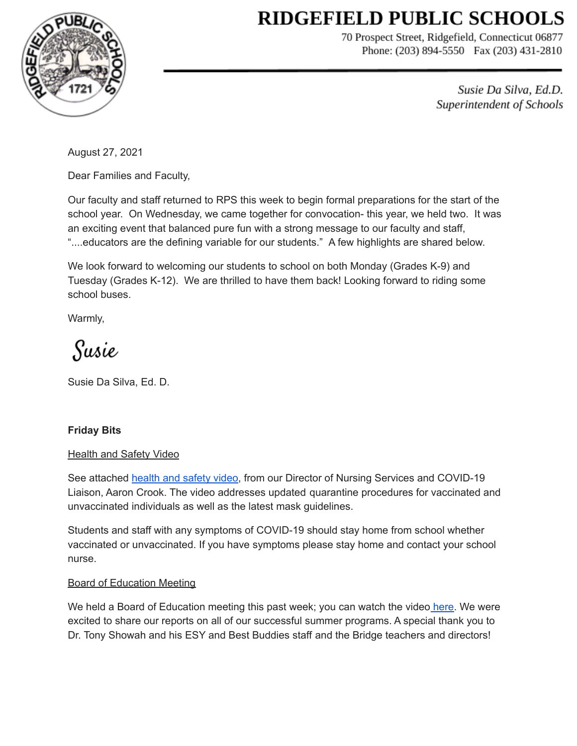# RIDGEFIELD PUBLIC SCHOOLS

70 Prospect Street, Ridgefield, Connecticut 06877
Phone: (203) 894-5550 Fax (203) 431-2810

*Susie Da Silva, Ed.D.*
*Superintendent of Schools*

August 27, 2021

Dear Families and Faculty,

Our faculty and staff returned to RPS this week to begin formal preparations for the start of the school year. On Wednesday, we came together for convocation- this year, we held two. It was an exciting event that balanced pure fun with a strong message to our faculty and staff, "....educators are the defining variable for our students." A few highlights are shared below.

We look forward to welcoming our students to school on both Monday (Grades K-9) and Tuesday (Grades K-12). We are thrilled to have them back! Looking forward to riding some school buses.

Warmly,

Susie

Susie Da Silva, Ed. D.

**Friday Bits**

Health and Safety Video

See attached health and safety video, from our Director of Nursing Services and COVID-19 Liaison, Aaron Crook. The video addresses updated quarantine procedures for vaccinated and unvaccinated individuals as well as the latest mask guidelines.

Students and staff with any symptoms of COVID-19 should stay home from school whether vaccinated or unvaccinated. If you have symptoms please stay home and contact your school nurse.

Board of Education Meeting

We held a Board of Education meeting this past week; you can watch the video here. We were excited to share our reports on all of our successful summer programs. A special thank you to Dr. Tony Showah and his ESY and Best Buddies staff and the Bridge teachers and directors!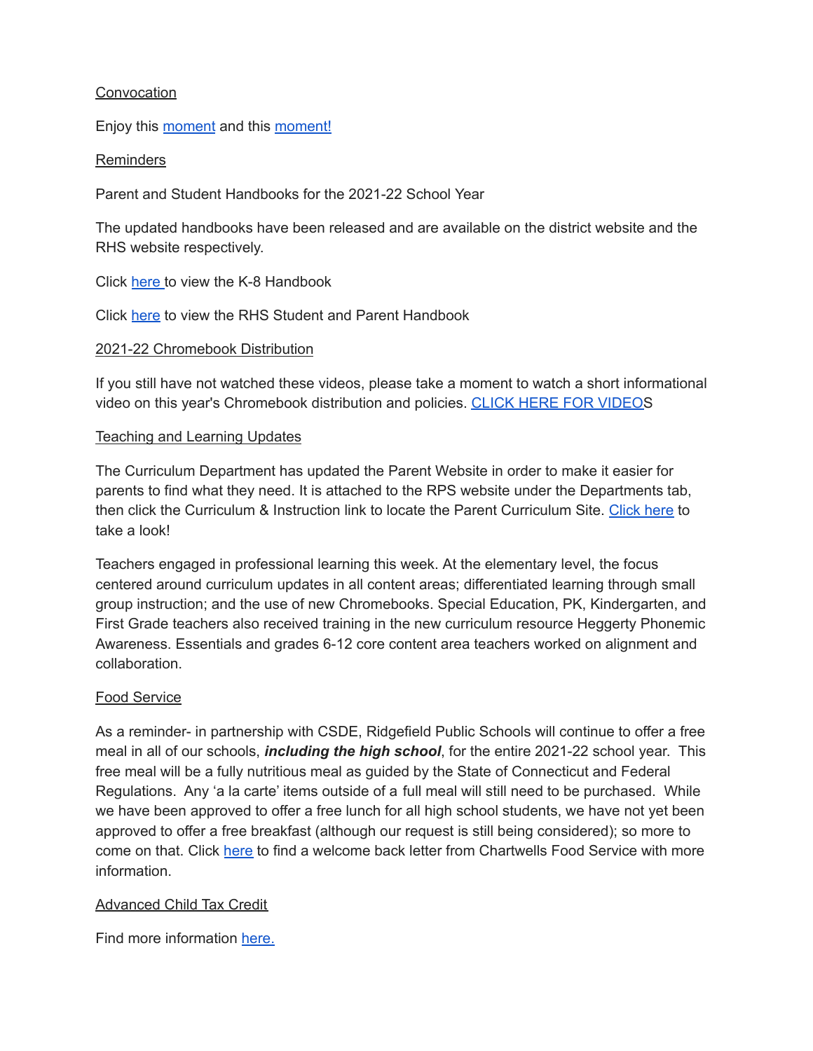<u>Convocation</u>

Enjoy this moment and this moment!

<u>Reminders</u>

Parent and Student Handbooks for the 2021-22 School Year

The updated handbooks have been released and are available on the district website and the RHS website respectively.

Click here to view the K-8 Handbook

Click here to view the RHS Student and Parent Handbook

<u>2021-22 Chromebook Distribution</u>

If you still have not watched these videos, please take a moment to watch a short informational video on this year's Chromebook distribution and policies. CLICK HERE FOR VIDEOS

<u>Teaching and Learning Updates</u>

The Curriculum Department has updated the Parent Website in order to make it easier for parents to find what they need. It is attached to the RPS website under the Departments tab, then click the Curriculum & Instruction link to locate the Parent Curriculum Site. Click here to take a look!

Teachers engaged in professional learning this week. At the elementary level, the focus centered around curriculum updates in all content areas; differentiated learning through small group instruction; and the use of new Chromebooks. Special Education, PK, Kindergarten, and First Grade teachers also received training in the new curriculum resource Heggerty Phonemic Awareness. Essentials and grades 6-12 core content area teachers worked on alignment and collaboration.

<u>Food Service</u>

As a reminder- in partnership with CSDE, Ridgefield Public Schools will continue to offer a free meal in all of our schools, ***including the high school***, for the entire 2021-22 school year. This free meal will be a fully nutritious meal as guided by the State of Connecticut and Federal Regulations. Any 'a la carte' items outside of a full meal will still need to be purchased. While we have been approved to offer a free lunch for all high school students, we have not yet been approved to offer a free breakfast (although our request is still being considered); so more to come on that. Click here to find a welcome back letter from Chartwells Food Service with more information.

<u>Advanced Child Tax Credit</u>

Find more information here.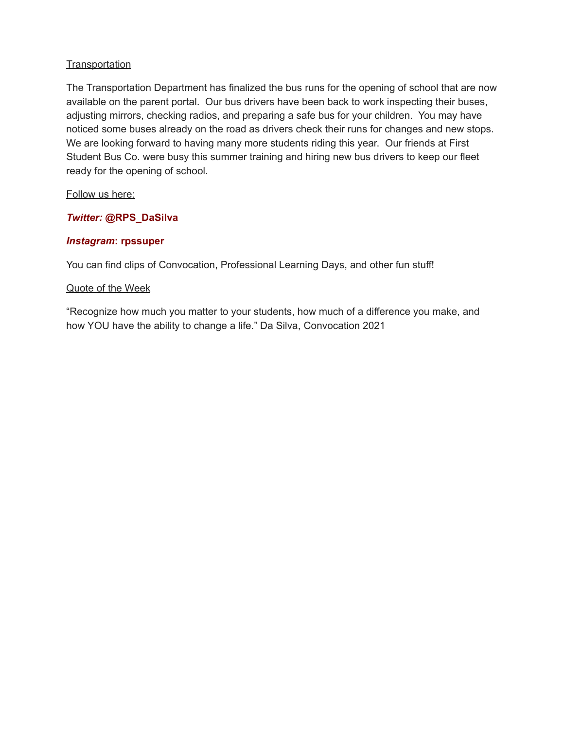Transportation

The Transportation Department has finalized the bus runs for the opening of school that are now available on the parent portal. Our bus drivers have been back to work inspecting their buses, adjusting mirrors, checking radios, and preparing a safe bus for your children. You may have noticed some buses already on the road as drivers check their runs for changes and new stops. We are looking forward to having many more students riding this year. Our friends at First Student Bus Co. were busy this summer training and hiring new bus drivers to keep our fleet ready for the opening of school.

Follow us here:

***Twitter:* @RPS_DaSilva**

***Instagram*: rpssuper**

You can find clips of Convocation, Professional Learning Days, and other fun stuff!

Quote of the Week

"Recognize how much you matter to your students, how much of a difference you make, and how YOU have the ability to change a life." Da Silva, Convocation 2021